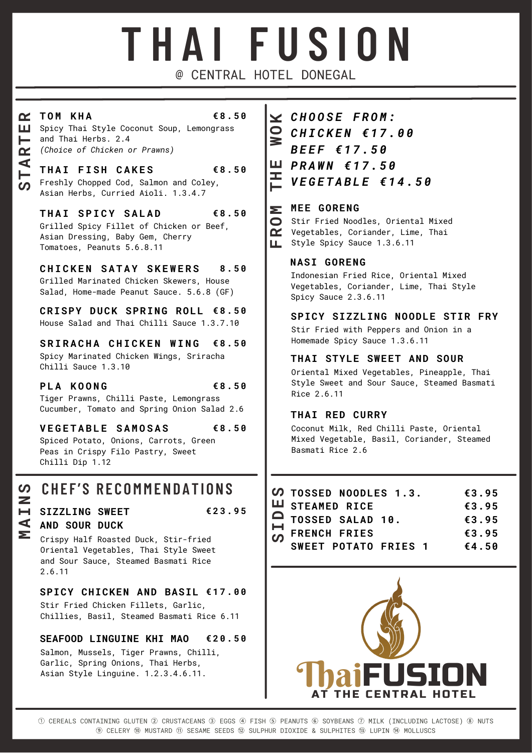# THAI FUSION

@ CENTRAL HOTEL DONEGAL

## STARTER

**TOM KHA** — €8.50
Spicy Thai Style Coconut Soup, Lemongrass and Thai Herbs. 2.4
*(Choice of Chicken or Prawns)*

**THAI FISH CAKES** — €8.50
Freshly Chopped Cod, Salmon and Coley, Asian Herbs, Curried Aioli. 1.3.4.7

**THAI SPICY SALAD** — €8.50
Grilled Spicy Fillet of Chicken or Beef, Asian Dressing, Baby Gem, Cherry Tomatoes, Peanuts 5.6.8.11

**CHICKEN SATAY SKEWERS** — 8.50
Grilled Marinated Chicken Skewers, House Salad, Home-made Peanut Sauce. 5.6.8 (GF)

**CRISPY DUCK SPRING ROLL** — €8.50
House Salad and Thai Chilli Sauce 1.3.7.10

**SRIRACHA CHICKEN WING** — €8.50
Spicy Marinated Chicken Wings, Sriracha Chilli Sauce 1.3.10

**PLA KOONG** — €8.50
Tiger Prawns, Chilli Paste, Lemongrass Cucumber, Tomato and Spring Onion Salad 2.6

**VEGETABLE SAMOSAS** — €8.50
Spiced Potato, Onions, Carrots, Green Peas in Crispy Filo Pastry, Sweet Chilli Dip 1.12

## MAINS

### CHEF'S RECOMMENDATIONS

**SIZZLING SWEET AND SOUR DUCK** — €23.95
Crispy Half Roasted Duck, Stir-fried Oriental Vegetables, Thai Style Sweet and Sour Sauce, Steamed Basmati Rice 2.6.11

**SPICY CHICKEN AND BASIL** — €17.00
Stir Fried Chicken Fillets, Garlic, Chillies, Basil, Steamed Basmati Rice 6.11

**SEAFOOD LINGUINE KHI MAO** — €20.50
Salmon, Mussels, Tiger Prawns, Chilli, Garlic, Spring Onions, Thai Herbs, Asian Style Linguine. 1.2.3.4.6.11.

## FROM THE WOK

***CHOOSE FROM:***
***CHICKEN €17.00***
***BEEF €17.50***
***PRAWN €17.50***
***VEGETABLE €14.50***

**MEE GORENG**
Stir Fried Noodles, Oriental Mixed Vegetables, Coriander, Lime, Thai Style Spicy Sauce 1.3.6.11

**NASI GORENG**
Indonesian Fried Rice, Oriental Mixed Vegetables, Coriander, Lime, Thai Style Spicy Sauce 2.3.6.11

**SPICY SIZZLING NOODLE STIR FRY**
Stir Fried with Peppers and Onion in a Homemade Spicy Sauce 1.3.6.11

**THAI STYLE SWEET AND SOUR**
Oriental Mixed Vegetables, Pineapple, Thai Style Sweet and Sour Sauce, Steamed Basmati Rice 2.6.11

**THAI RED CURRY**
Coconut Milk, Red Chilli Paste, Oriental Mixed Vegetable, Basil, Coriander, Steamed Basmati Rice 2.6

## SIDES

| Item | Price |
| --- | --- |
| TOSSED NOODLES 1.3. | €3.95 |
| STEAMED RICE | €3.95 |
| TOSSED SALAD 10. | €3.95 |
| FRENCH FRIES | €3.95 |
| SWEET POTATO FRIES 1 | €4.50 |

ThaiFUSION
AT THE CENTRAL HOTEL

① CEREALS CONTAINING GLUTEN ② CRUSTACEANS ③ EGGS ④ FISH ⑤ PEANUTS ⑥ SOYBEANS ⑦ MILK (INCLUDING LACTOSE) ⑧ NUTS ⑨ CELERY ⑩ MUSTARD ⑪ SESAME SEEDS ⑫ SULPHUR DIOXIDE & SULPHITES ⑬ LUPIN ⑭ MOLLUSCS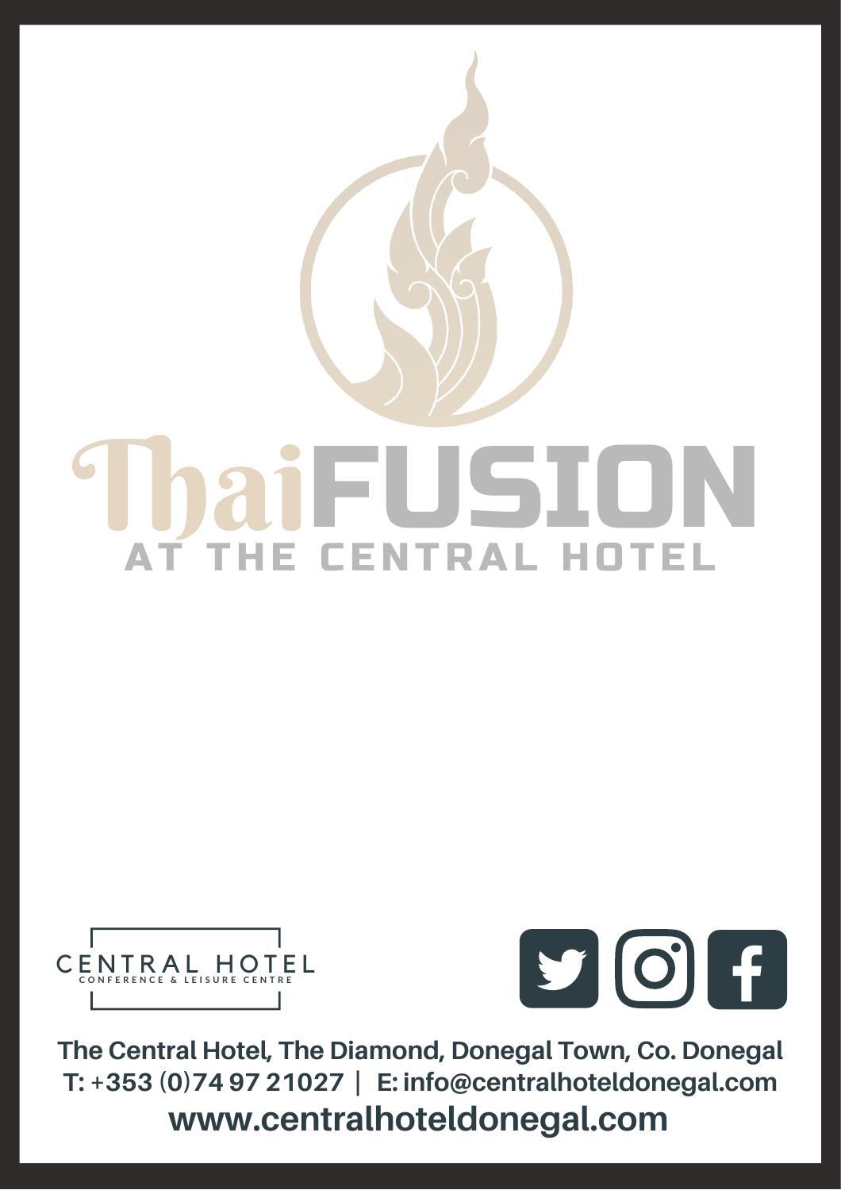# ThaiFUSION

## AT THE CENTRAL HOTEL

CENTRAL HOTEL
CONFERENCE & LEISURE CENTRE

**The Central Hotel, The Diamond, Donegal Town, Co. Donegal**
**T: +353 (0)74 97 21027 | E: info@centralhoteldonegal.com**
**www.centralhoteldonegal.com**